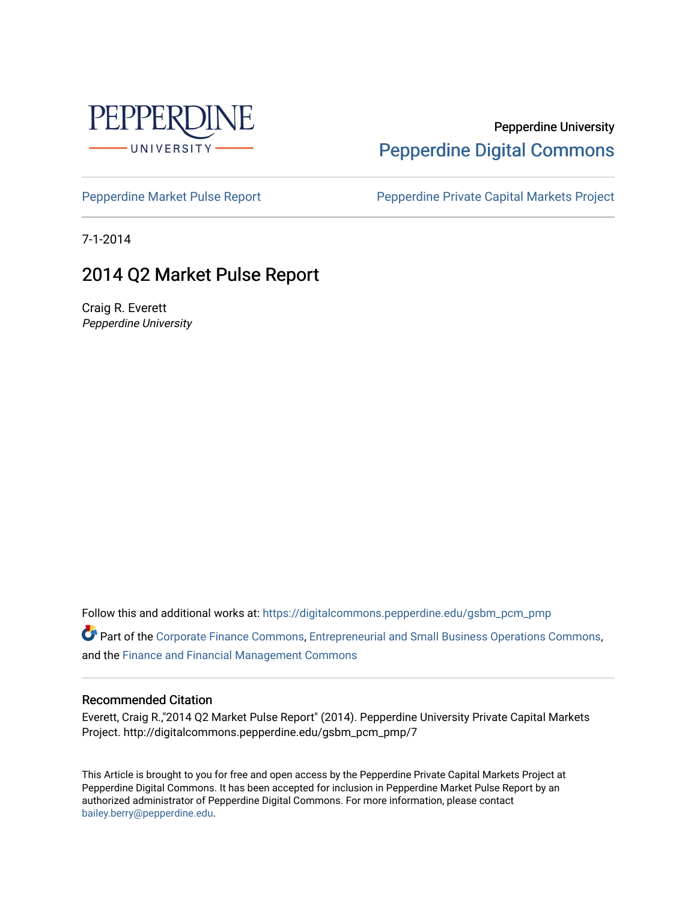Pepperdine University

Pepperdine Digital Commons

Pepperdine Market Pulse Report

Pepperdine Private Capital Markets Project

7-1-2014

# 2014 Q2 Market Pulse Report

Craig R. Everett

*Pepperdine University*

Follow this and additional works at: https://digitalcommons.pepperdine.edu/gsbm_pcm_pmp

Part of the Corporate Finance Commons, Entrepreneurial and Small Business Operations Commons, and the Finance and Financial Management Commons

### Recommended Citation

Everett, Craig R.,"2014 Q2 Market Pulse Report" (2014). Pepperdine University Private Capital Markets Project. http://digitalcommons.pepperdine.edu/gsbm_pcm_pmp/7

This Article is brought to you for free and open access by the Pepperdine Private Capital Markets Project at Pepperdine Digital Commons. It has been accepted for inclusion in Pepperdine Market Pulse Report by an authorized administrator of Pepperdine Digital Commons. For more information, please contact bailey.berry@pepperdine.edu.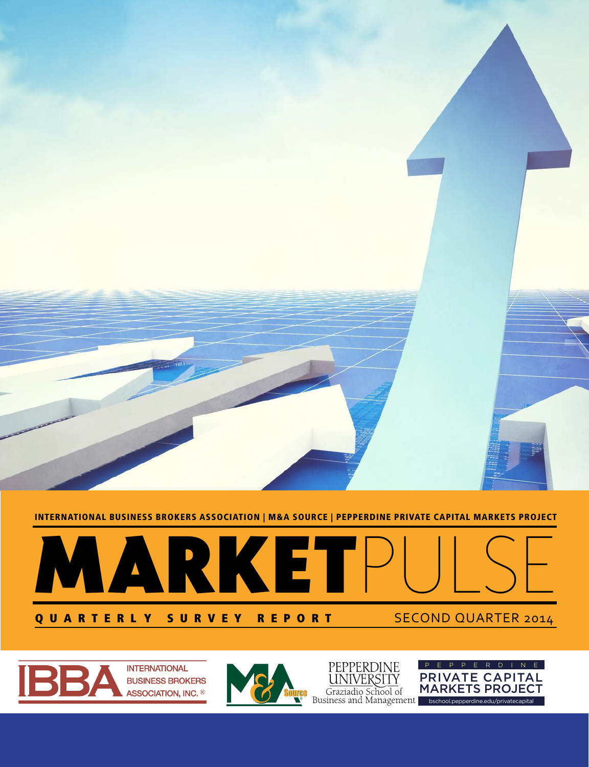INTERNATIONAL BUSINESS BROKERS ASSOCIATION | M&A SOURCE | PEPPERDINE PRIVATE CAPITAL MARKETS PROJECT

# MARKETPULSE

## QUARTERLY SURVEY REPORT

SECOND QUARTER 2014

INTERNATIONAL BUSINESS BROKERS ASSOCIATION, INC.®

M&A Source

PEPPERDINE UNIVERSITY Graziadio School of Business and Management

PEPPERDINE PRIVATE CAPITAL MARKETS PROJECT

bschool.pepperdine.edu/privatecapital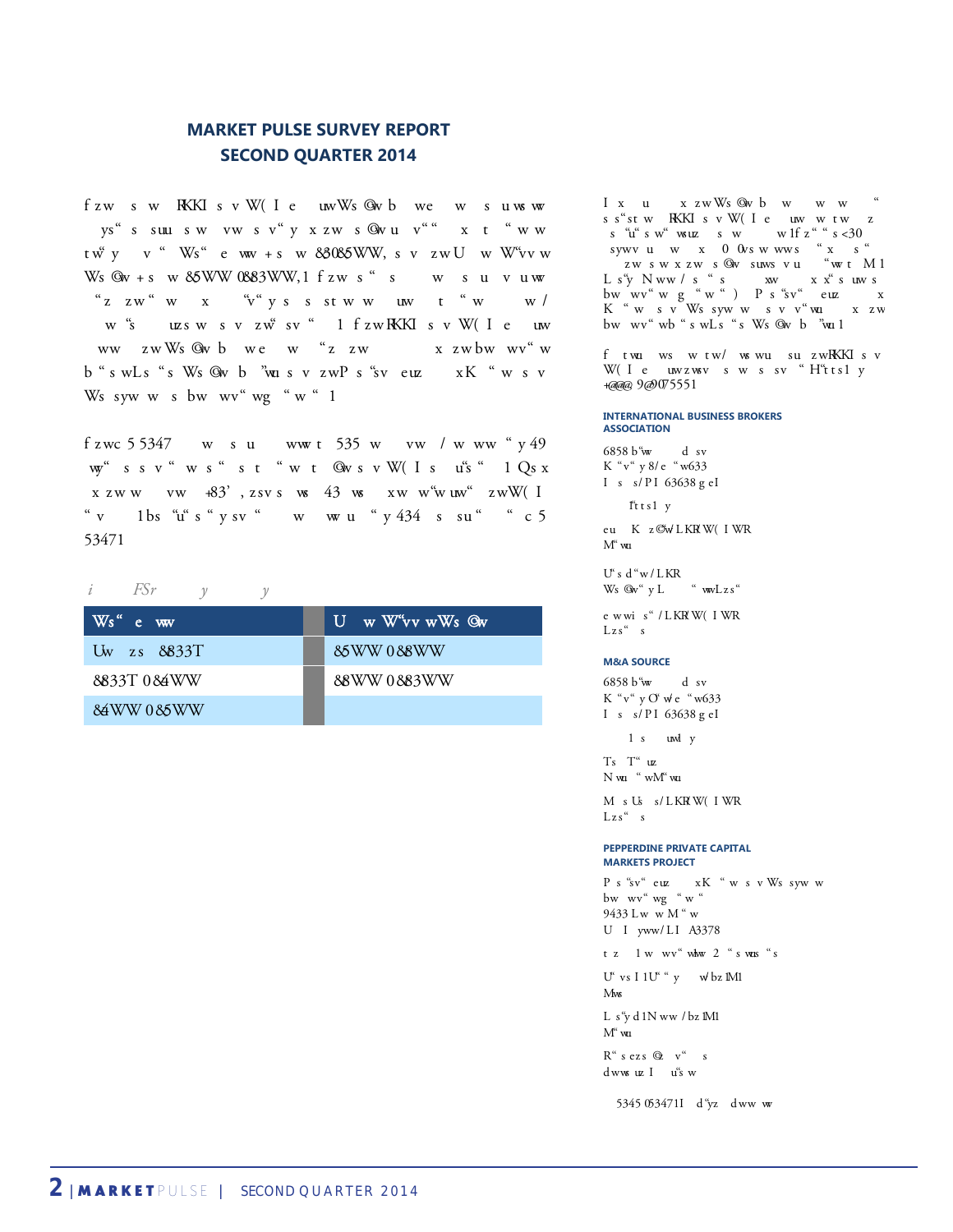## MARKET PULSE SURVEY REPORT
## SECOND QUARTER 2014

f zw s w RKKI s v W( I e uwWs @w b we w s uws ww ys" s suu s w vw s v" y x zw s @w u v" " x t " w w tw" y v " Ws" e ww + s w 8308 5WW, s v zw U w W"vv w Ws @w + s w 85WW 0883WW, 1 f zw s " s w s u v uw " z zw" w x "v" y s s st w w uw t " w w / w "s uzs w s v zw" sv " 1 f zw RKKI s v W( I e uw ww zw Ws @w b we w "z zw x zw bw wv" w b " s wLs " s Ws @w b "wu s v zw P s "sv euz x K " w s v Ws syw w s bw wv" wg " w " 1

f zw c 5 5347 w s u ww t 535 w vw / w ww " y 49 wy" s s v " w s " s t " w t @w s v W( I s u"s " 1 Qs x x zw w vw +83' , zsv s ws 43 ws xw w"w uw" zwW( I " v 1 bs "u" s " y sv " w ww u " y 434 s su " " c 5 53471

*i FSr y y*

| Ws" e ww | U w W"vv wWs @w |
|---|---|
| Uw zs 8833T | 85WW 0 88WW |
| 8833T 0 84WW | 88WW 0 883WW |
| 84WW 0 85WW | |

I x u x zwWs @w b w w w " s s" st w RKKI s v W( I e uw w tw z s "u" s w" wsuz s w w 1f z" " s <30 sywv u w x 0 0vs w wws " x s " zw s w x zw s @w suws v u "w t M 1 L s"y N ww / s " s xw x x" s uw s bw wv" w g " w " ) P s "sv" euz x K " w s v Ws syw w s v v" wu x zw bw wv" wb " s wLs " s Ws @w b "wu1

f twu ws w tw/ ws wu su zwRKKI s v W( I e uw zwsv s w s sv " H"t t s1 y +@@@ 9@)075551

#### INTERNATIONAL BUSINESS BROKERS ASSOCIATION

6858 b"w d sv
K "v" y 8/ e "w633
I s s/ P I 63638 g eI

f"t t s1 y

eu K z@w/ LKRW( I WR
M" wu

U" s d "w / LKR
Ws @w" y L " wwLzs"

e wwi s" / LKR W( I WR
Lzs" s

#### M&A SOURCE

6858 b"w d sv
K "v" y O" w/ e "w633
I s s/ P I 63638 g eI

1 s uwl y

Ts T" uz
N wu " wM" wu

M s Us s/ LKR W( I WR
Lzs" s

#### PEPPERDINE PRIVATE CAPITAL MARKETS PROJECT

P s "sv" euz xK " w s v Ws syw w
bw wv" wg " w "
9433 L w w M " w
U I yww/ LI A3378

t z 1 w wv" ww 2 " s wus " s

U" vs I 1U" " y w/ bz 1M1
Mws

L s"y d 1N ww / bz 1M1
M" wu

R" s ezs @ v" s
dwws uz I u"s w

5345 0534 71I d"yz dww ww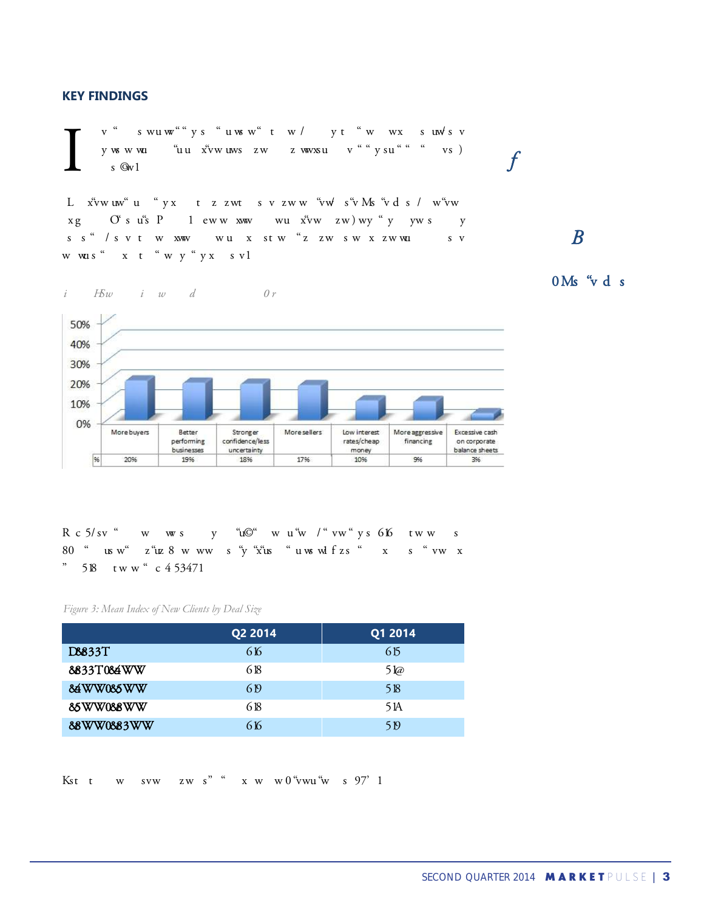## KEY FINDINGS

| | More buyers | Better performing businesses | Stronger confidence/less uncertainty | More sellers | Low interest rates/cheap money | More aggressive financing | Excessive cash on corporate balance sheets |
|---|---|---|---|---|---|---|---|
| % | 20% | 19% | 18% | 17% | 10% | 9% | 3% |

*Figure 3: Mean Index of New Clients by Deal Size*

| | Q2 2014 | Q1 2014 |
|---|---|---|
| D833T | 616 | 615 |
| 833T084WW | 618 | 51@ |
| 84WW085WW | 619 | 518 |
| 85WW088WW | 618 | 51A |
| 88WW0883WW | 616 | 519 |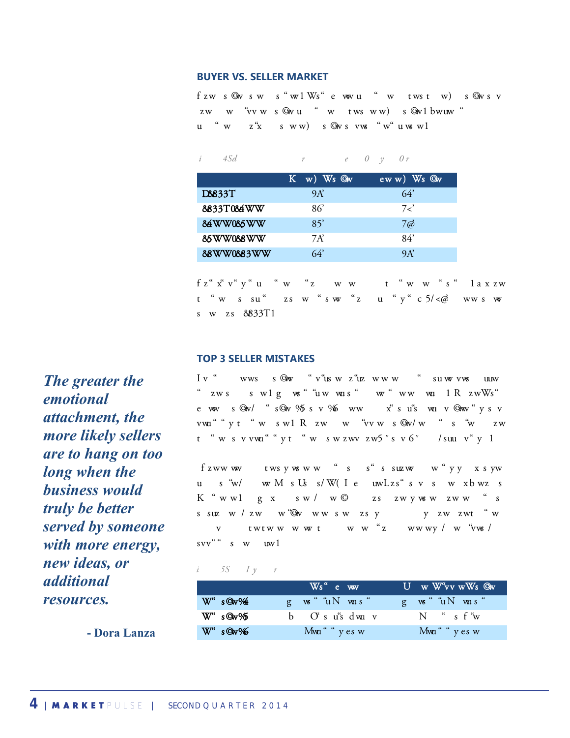## BUYER VS. SELLER MARKET

f zw s @w s w s "w1 Ws" e ww u " w tws t w) s @w s v zw w "vv w s @w u " w tws ww) s @w1 bwuw " u " w z"x s ww) s @w s vw "w" u ws w1

*i 4Sd r e 0 y 0 r*

| | K w) Ws @w | ew w) Ws @w |
|---|---|---|
| D8833T | 9A' | 64' |
| 8833T084WW | 86' | 7<' |
| 84WW085WW | 85' | 7@ |
| 85WW088WW | 7A' | 84' |
| 88WW0883WW | 64' | 9A' |

f z" x" v" y" u " w "z w w t " w w " s " 1a x zw t " w s su" zs w " s w "z u " y" c 5/<@ ww s w s w zs 8833T1

## TOP 3 SELLER MISTAKES

*The greater the emotional attachment, the more likely sellers are to hang on too long when the business would truly be better served by someone with more energy, new ideas, or additional resources.*

**- Dora Lanza**

I v " wws s @w " v"us w z"uz www " su ww vw uuw " zw s s w1 g ws " "uw wu s " w " ww wu 1 R zwWs" e ww s @w/ " s@w %5 s v %6 ww x" s u"s wu v @ww " y s v vwu" " y t " w s w1 R zw w "vv w s @w/ w " s "w zw t " w s v vwu" " y t " w s w zwv zw5 s v 6 /suu v" y 1

f zww ww tws y ws w w " s s" s suzw w " y y x s yw u s "w/ w M s Us s/ W( I e uwLzs" s v s w xbwz s K " w w1 g x s w/ w © zs zw y ws w zw w " s s suz w / zw w "@w ww s w zs y y zw zwt " w v twtw w w ww t w w "z ww wy / w "vw / svv" " s w uw1

*i 5S I y r*

| | Ws" e ww | U w W"vv wWs @w |
|---|---|---|
| W" s@w%4 | g ws " "uN wu s " | g ws " "uN wu s " |
| W" s@w%5 | b O" s u"s dwu v | N " s f "w |
| W" s@w%6 | Mwu" " y es w | Mwu" " y es w |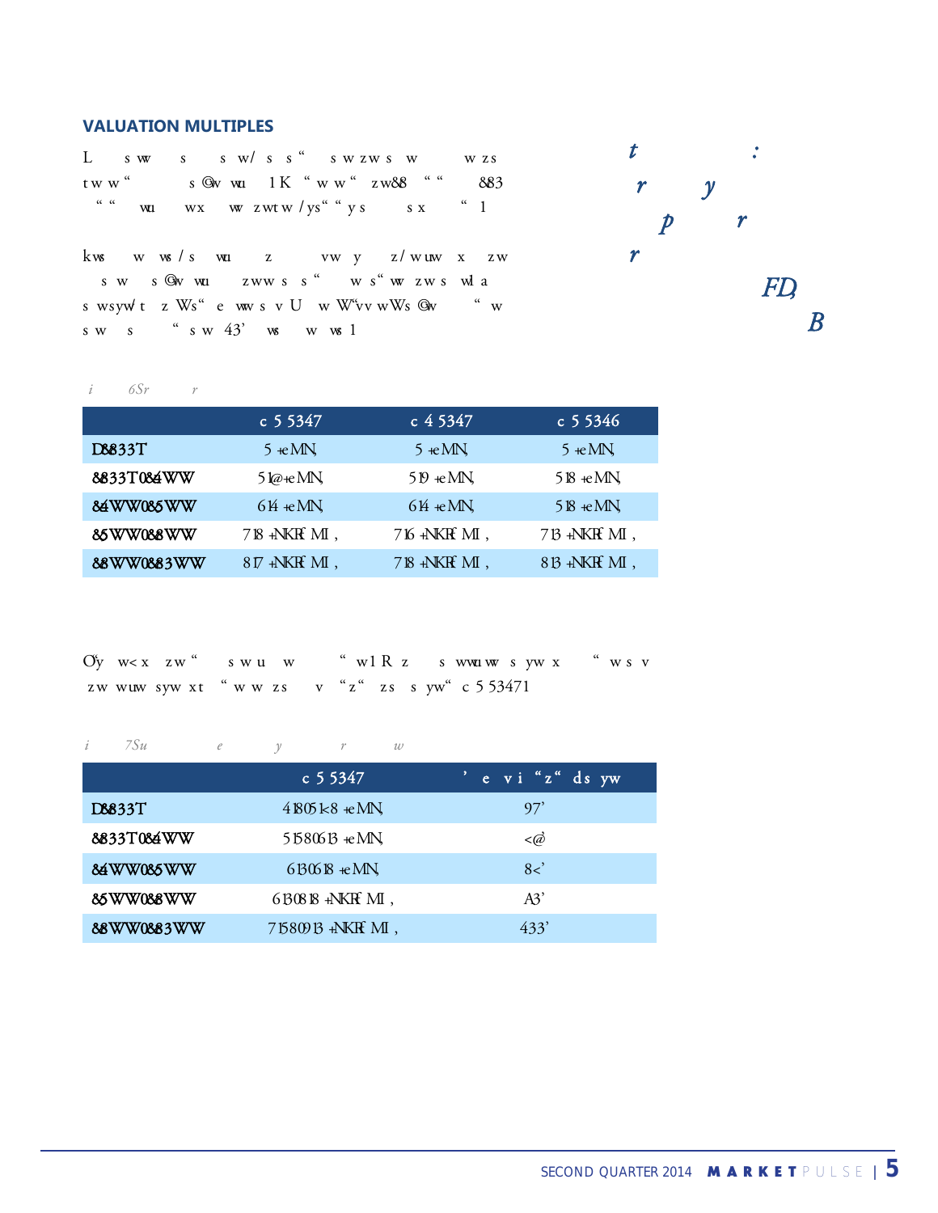## VALUATION MULTIPLES

L s w s s w/ s s " s w z w s w w z s
t w w " s @w wu 1 K " w w " z w88 " " 883
" " wu wx w z wt w / y s " " y s s x " 1

kws w ws / s wu z vw y z/ w uw x z w
s w s @w wu z ww s s " w s " w z w s wl a
s wsyw/ t z Ws " e ww s v U w W"vv wWs @w " w
s w s " s w 43' ws w ws 1

*t :*
*r y*
*p r*
*r*
*FD,*
*B*

*i 6Sr r*

| | c 5 5347 | c 4 5347 | c 5 5346 |
|---|---|---|---|
| D8833T | 5 +eMN | 5 +eMN | 5 +eMN |
| 8833T084WW | 5 1@+eMN | 5 19 +eMN | 5 18 +eMN |
| 84WW085WW | 6 14 +eMN | 6 14 +eMN | 5 18 +eMN |
| 85WW088WW | 7 18 +NKRf MI , | 7 16 +NKRf MI , | 7 13 +NKRf MI , |
| 88WW0883WW | 8 17 +NKRf MI , | 7 18 +NKRf MI , | 8 13 +NKRf MI , |

O'y w< x z w " s w u w " w 1 R z s wwuw s yw x " w s v
z w wuw syw xt " w w z s v " z " z s s yw" c 5 53471

*i 7Su e y r w*

| | c 5 5347 | ' e v i " z " ds yw |
|---|---|---|
| D8833T | 4 1805 k8 +eMN | 97' |
| 8833T084WW | 5 15 80613 +eMN | <@' |
| 84WW085WW | 6 130618 +eMN | 8<' |
| 85WW088WW | 6 130818 +NKRf MI , | A3' |
| 88WW0883WW | 7 15 80913 +NKRf MI , | 433' |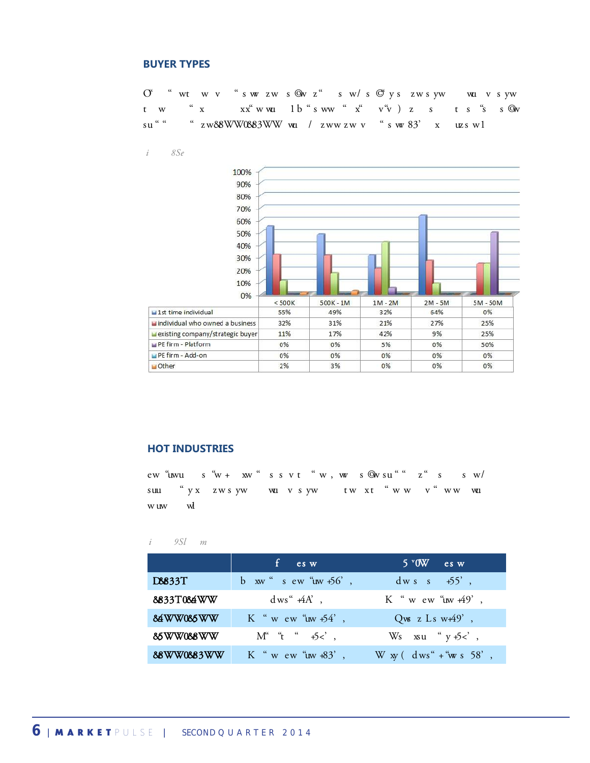## BUYER TYPES

| | < 500K | 500K - 1M | 1M - 2M | 2M - 5M | 5M - 50M |
|---|---|---|---|---|---|
| 1st time individual | 55% | 49% | 32% | 64% | 0% |
| individual who owned a business | 32% | 31% | 21% | 27% | 25% |
| existing company/strategic buyer | 11% | 17% | 42% | 9% | 25% |
| PE firm - Platform | 0% | 0% | 5% | 0% | 50% |
| PE firm - Add-on | 0% | 0% | 0% | 0% | 0% |
| Other | 2% | 3% | 0% | 0% | 0% |

## HOT INDUSTRIES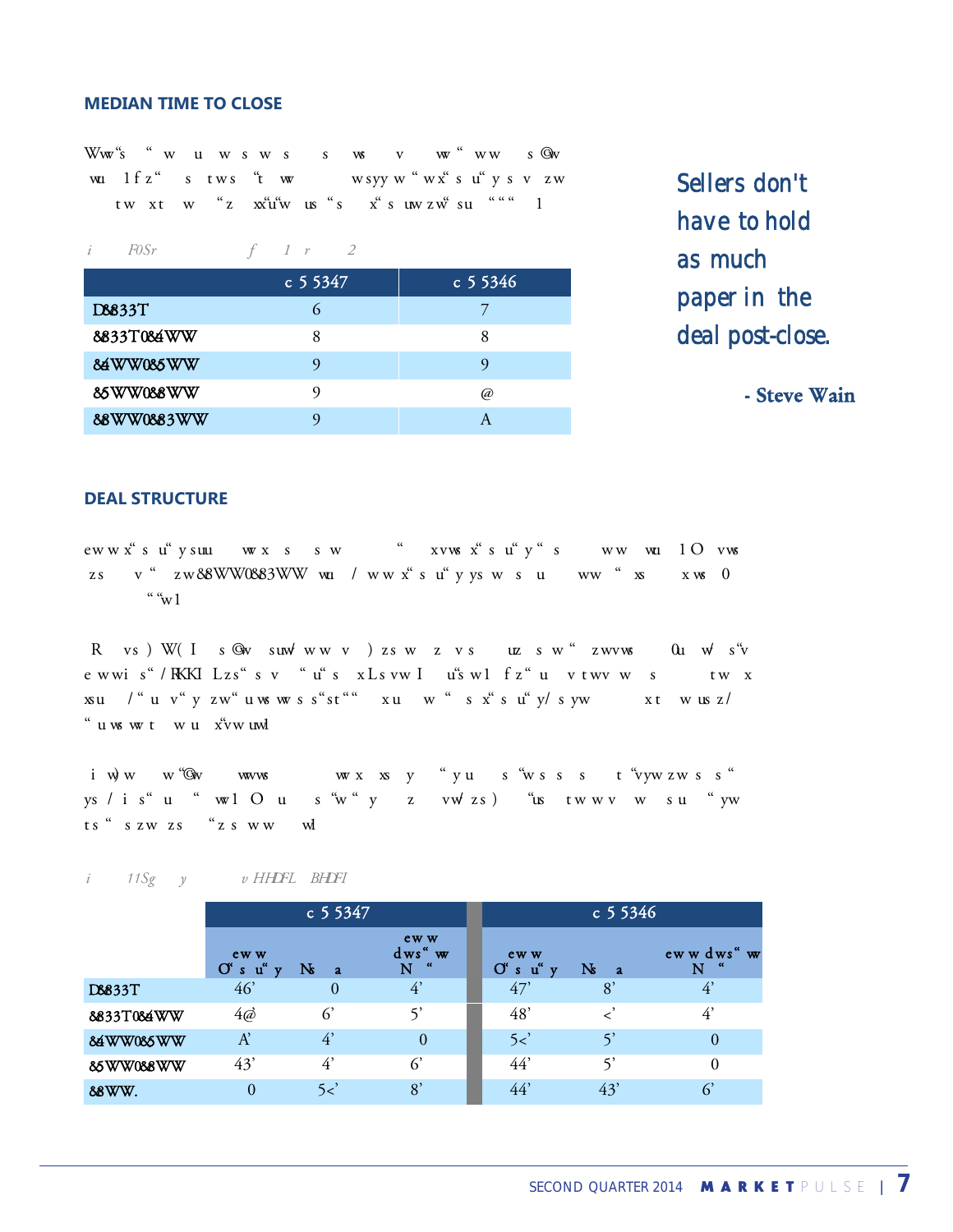## MEDIAN TIME TO CLOSE

Wwʻs ʻ w u w s w s s ws v wʻ ww s©v wu 1f zʻ s tws ʻt w wsyy w ʻ wxʻ s uʻ y s v zw tw xt w ʻz xʻuʻw us ʻ s xʻ s uw zwʻ su ʻ ʻ ʻ 1

*i F0Sr f 1 r 2*

| | c 5 5347 | c 5 5346 |
|---|---|---|
| D8833T | 6 | 7 |
| 8833T084WW | 8 | 8 |
| 84WW085WW | 9 | 9 |
| 85WW088WW | 9 | @ |
| 88WW0883WW | 9 | A |

> Sellers don't have to hold as much paper in the deal post-close.
>
> **- Steve Wain**

## DEAL STRUCTURE

ew w xʻ s uʻ y suu w x s s w ʻ xvws xʻ s uʻ y ʻ s ww wu 1O vws zs v ʻ zw88WW0883WW wu / w w xʻ s uʻ y ys w s u ww ʻ xs x ws 0 ʻ ʻw1

R vs ) W( I s©v suw ww v ) zs w z v s uz s w ʻ zwvws 0u w sʻv e wwi sʻ /RKKI Lzsʻ s v ʻ uʻ s xLs vw I uʻs w1 f zʻ u v twv w s tw x xsu / ʻ u v ʻy zwʻ u ws ws s ʻst ʻ ʻ xu w ʻ s xʻ s uʻ y/ s yw xt w us z/ ʻ u ws w t w u xʻvw uwl

i w)w wʻ©v wwws w x xs y ʻ yu s ʻw s s s t ʻvyw zw s s ʻ ys / i sʻ u ʻ w1 O u s ʻw ʻ y z vw zs ) ʻus tw w v w s u ʻ yw ts ʻ s zw zs ʻz s ww wl

*i 11Sg y v HHDFL BHDFI*

| | c 5 5347 | | | c 5 5346 | | |
|---|---|---|---|---|---|---|
| | ew w Oʻ s uʻ y | Ns a | ew w dwsʻ w N ʻ | ew w Oʻ s uʻ y | Ns a | ew w dwsʻ w N ʻ |
| D8833T | 46' | 0 | 4' | 47' | 8' | 4' |
| 8833T084WW | 4@ | 6' | 5' | 48' | <' | 4' |
| 84WW085WW | A' | 4' | 0 | 5<' | 5' | 0 |
| 85WW088WW | 43' | 4' | 6' | 44' | 5' | 0 |
| 88WW. | 0 | 5<' | 8' | 44' | 43' | 6' |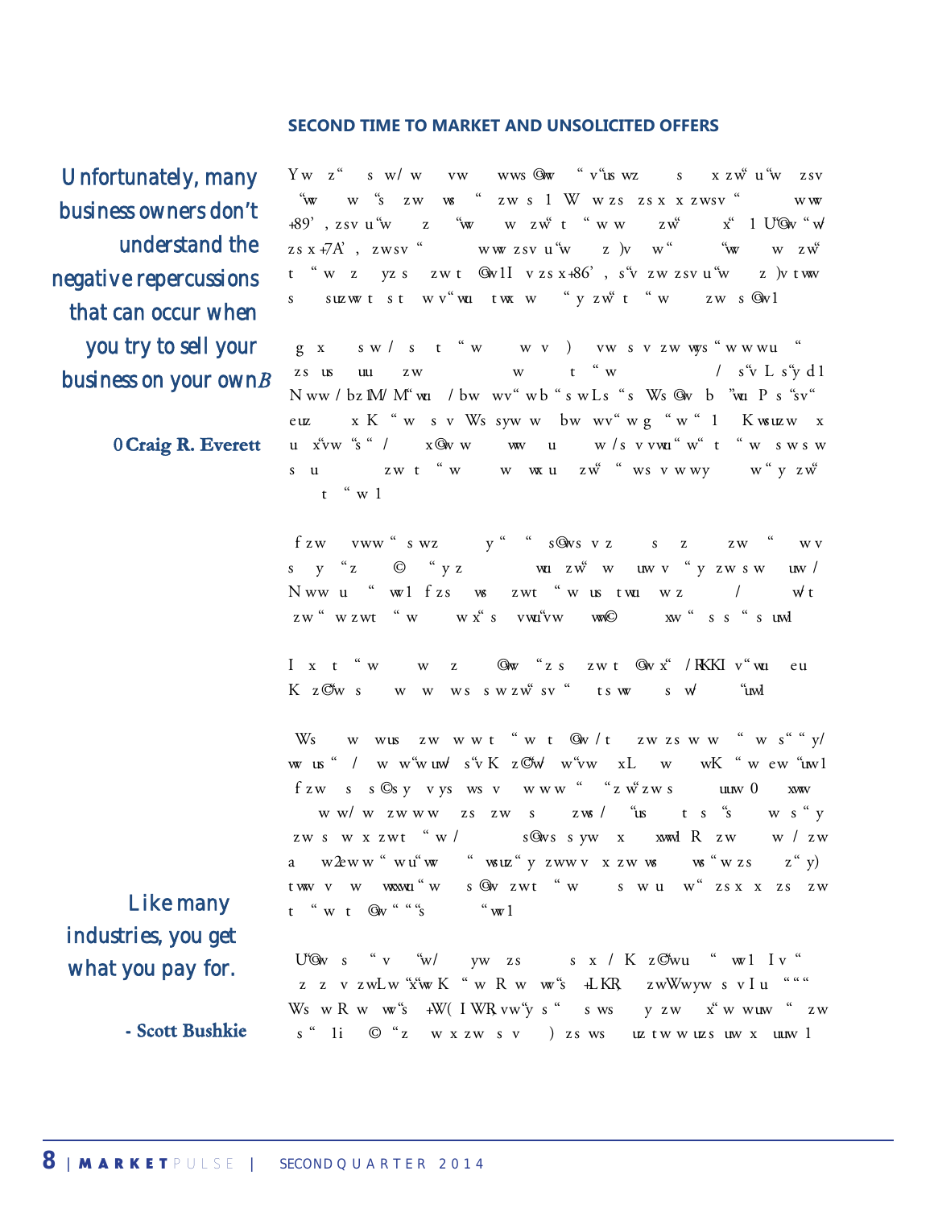## SECOND TIME TO MARKET AND UNSOLICITED OFFERS

*Unfortunately, many business owners don't understand the negative repercussions that can occur when you try to sell your business on your own.*

**– Craig R. Everett**

*Like many industries, you get what you pay for.*

**- Scott Bushkie**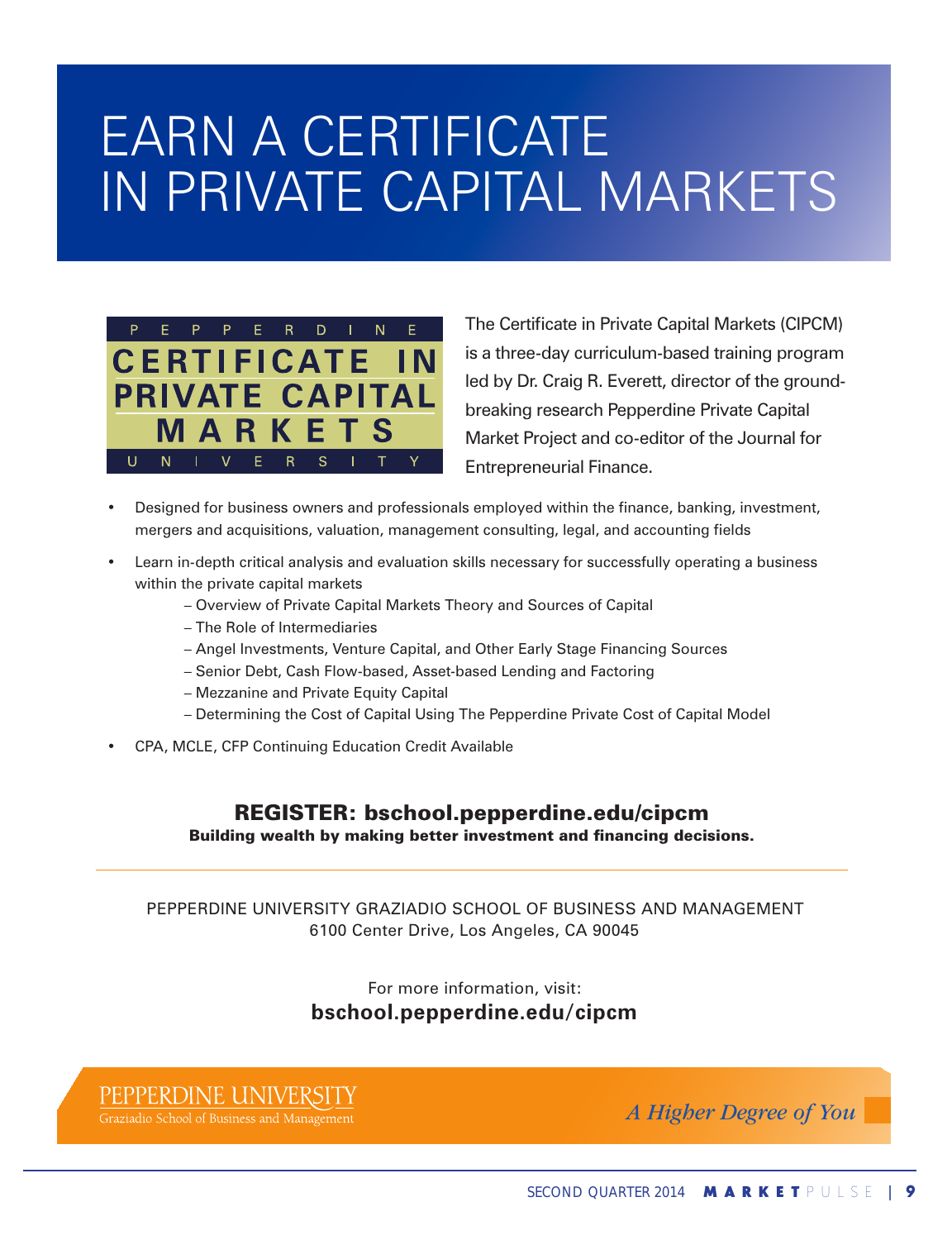# EARN A CERTIFICATE IN PRIVATE CAPITAL MARKETS

PEPPERDINE
**CERTIFICATE IN PRIVATE CAPITAL MARKETS**
UNIVERSITY

The Certificate in Private Capital Markets (CIPCM) is a three-day curriculum-based training program led by Dr. Craig R. Everett, director of the ground-breaking research Pepperdine Private Capital Market Project and co-editor of the Journal for Entrepreneurial Finance.

- Designed for business owners and professionals employed within the finance, banking, investment, mergers and acquisitions, valuation, management consulting, legal, and accounting fields
- Learn in-depth critical analysis and evaluation skills necessary for successfully operating a business within the private capital markets
  - Overview of Private Capital Markets Theory and Sources of Capital
  - The Role of Intermediaries
  - Angel Investments, Venture Capital, and Other Early Stage Financing Sources
  - Senior Debt, Cash Flow-based, Asset-based Lending and Factoring
  - Mezzanine and Private Equity Capital
  - Determining the Cost of Capital Using The Pepperdine Private Cost of Capital Model
- CPA, MCLE, CFP Continuing Education Credit Available

**REGISTER: bschool.pepperdine.edu/cipcm**
**Building wealth by making better investment and financing decisions.**

---

PEPPERDINE UNIVERSITY GRAZIADIO SCHOOL OF BUSINESS AND MANAGEMENT
6100 Center Drive, Los Angeles, CA 90045

For more information, visit:
**bschool.pepperdine.edu/cipcm**

PEPPERDINE UNIVERSITY
Graziadio School of Business and Management

*A Higher Degree of You*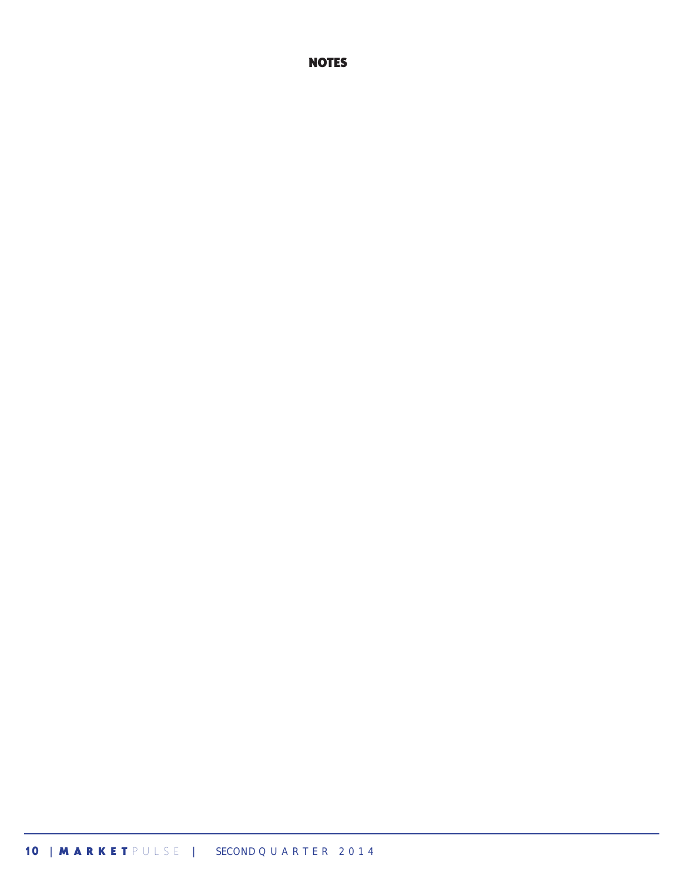## NOTES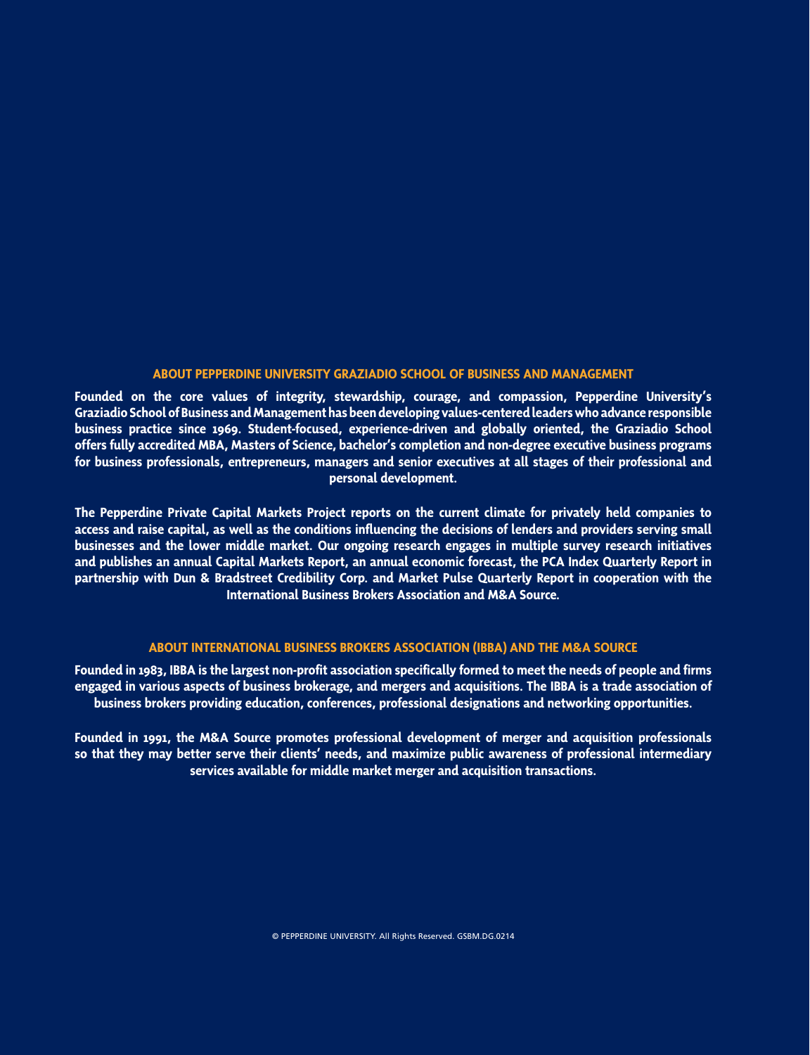## ABOUT PEPPERDINE UNIVERSITY GRAZIADIO SCHOOL OF BUSINESS AND MANAGEMENT

Founded on the core values of integrity, stewardship, courage, and compassion, Pepperdine University's Graziadio School of Business and Management has been developing values-centered leaders who advance responsible business practice since 1969. Student-focused, experience-driven and globally oriented, the Graziadio School offers fully accredited MBA, Masters of Science, bachelor's completion and non-degree executive business programs for business professionals, entrepreneurs, managers and senior executives at all stages of their professional and personal development.

The Pepperdine Private Capital Markets Project reports on the current climate for privately held companies to access and raise capital, as well as the conditions influencing the decisions of lenders and providers serving small businesses and the lower middle market. Our ongoing research engages in multiple survey research initiatives and publishes an annual Capital Markets Report, an annual economic forecast, the PCA Index Quarterly Report in partnership with Dun & Bradstreet Credibility Corp. and Market Pulse Quarterly Report in cooperation with the International Business Brokers Association and M&A Source.

## ABOUT INTERNATIONAL BUSINESS BROKERS ASSOCIATION (IBBA) AND THE M&A SOURCE

Founded in 1983, IBBA is the largest non-profit association specifically formed to meet the needs of people and firms engaged in various aspects of business brokerage, and mergers and acquisitions. The IBBA is a trade association of business brokers providing education, conferences, professional designations and networking opportunities.

Founded in 1991, the M&A Source promotes professional development of merger and acquisition professionals so that they may better serve their clients' needs, and maximize public awareness of professional intermediary services available for middle market merger and acquisition transactions.

© PEPPERDINE UNIVERSITY. All Rights Reserved. GSBM.DG.0214